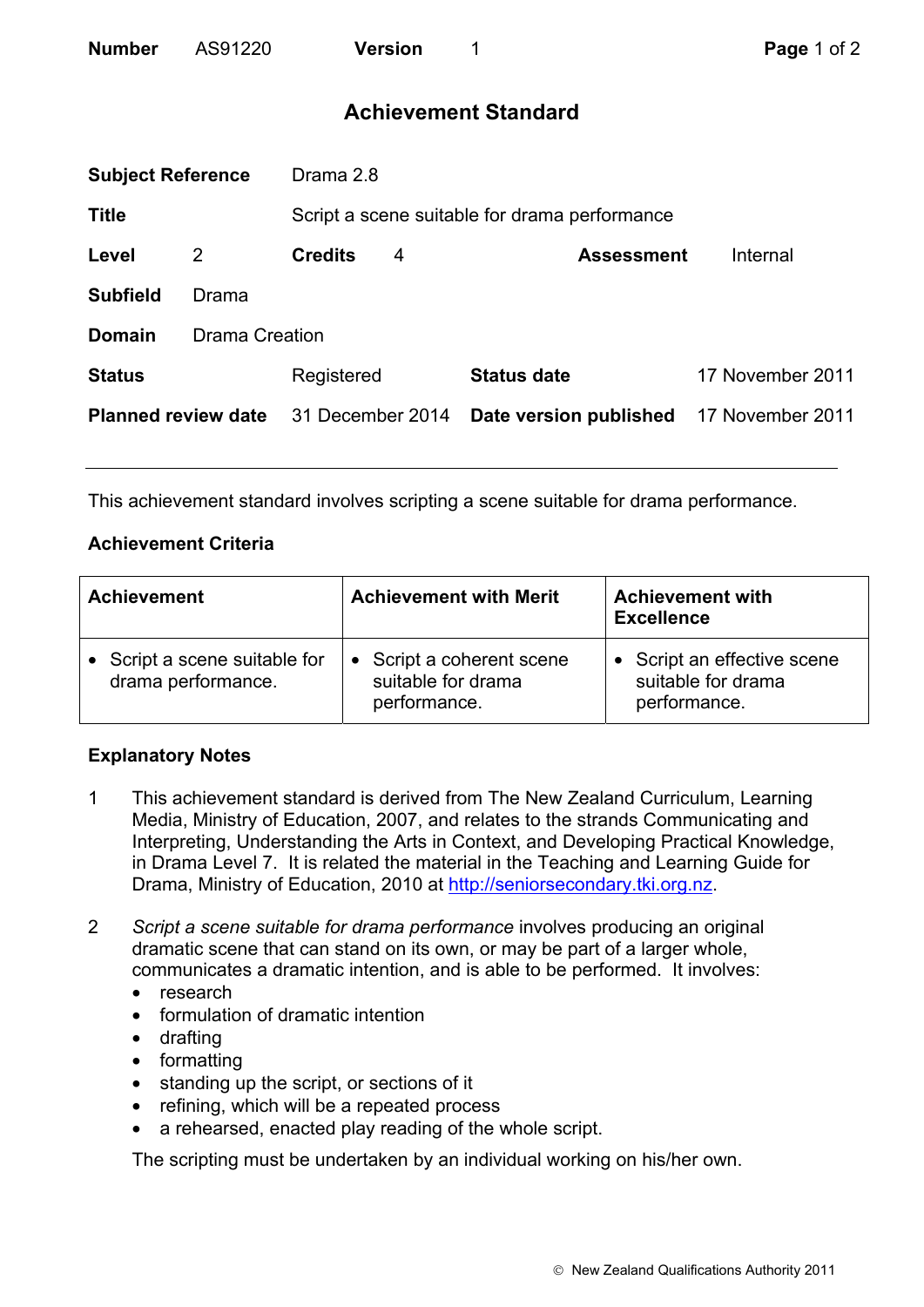| **Number** | AS91220 | **Version** | 1 |
|---|---|---|---|

# Achievement Standard

| | | | | | |
|---|---|---|---|---|---|
| **Subject Reference** | Drama 2.8 | | | | |
| **Title** | Script a scene suitable for drama performance | | | | |
| **Level** | 2 | **Credits** | 4 | **Assessment** | Internal |
| **Subfield** | Drama | | | | |
| **Domain** | Drama Creation | | | | |
| **Status** | Registered | **Status date** | 17 November 2011 | | |
| **Planned review date** | 31 December 2014 | **Date version published** | 17 November 2011 | | |

---

This achievement standard involves scripting a scene suitable for drama performance.

## Achievement Criteria

| Achievement | Achievement with Merit | Achievement with Excellence |
|---|---|---|
| • Script a scene suitable for drama performance. | • Script a coherent scene suitable for drama performance. | • Script an effective scene suitable for drama performance. |

## Explanatory Notes

1. This achievement standard is derived from The New Zealand Curriculum, Learning Media, Ministry of Education, 2007, and relates to the strands Communicating and Interpreting, Understanding the Arts in Context, and Developing Practical Knowledge, in Drama Level 7. It is related the material in the Teaching and Learning Guide for Drama, Ministry of Education, 2010 at http://seniorsecondary.tki.org.nz.

2. *Script a scene suitable for drama performance* involves producing an original dramatic scene that can stand on its own, or may be part of a larger whole, communicates a dramatic intention, and is able to be performed. It involves:
   - research
   - formulation of dramatic intention
   - drafting
   - formatting
   - standing up the script, or sections of it
   - refining, which will be a repeated process
   - a rehearsed, enacted play reading of the whole script.

   The scripting must be undertaken by an individual working on his/her own.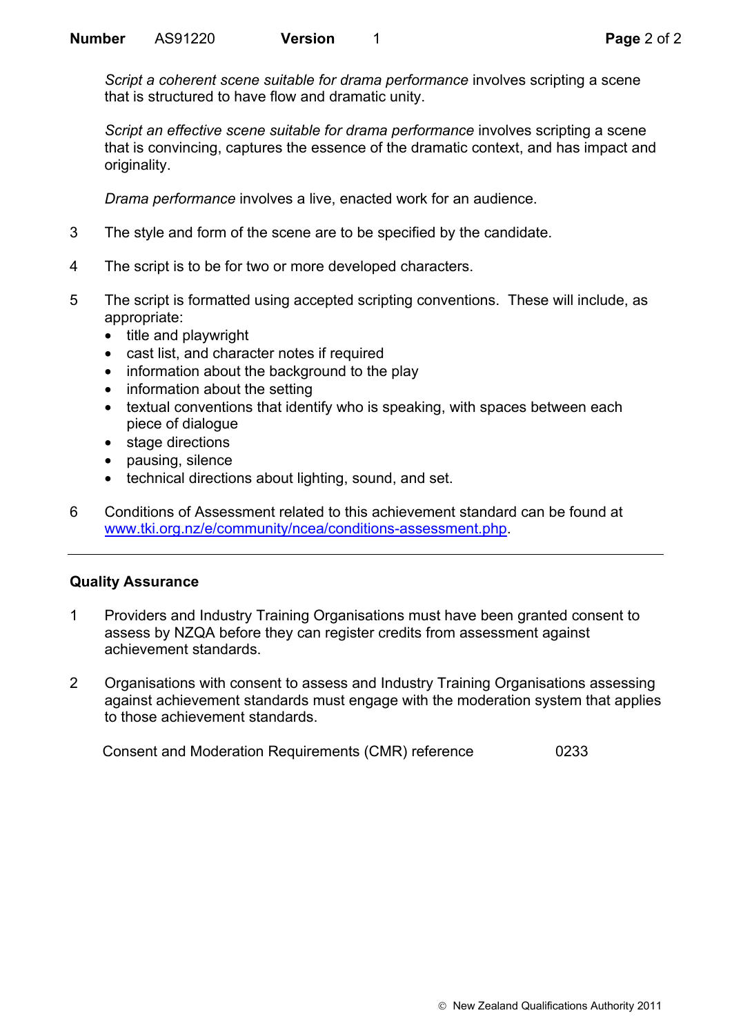*Script a coherent scene suitable for drama performance* involves scripting a scene that is structured to have flow and dramatic unity.

*Script an effective scene suitable for drama performance* involves scripting a scene that is convincing, captures the essence of the dramatic context, and has impact and originality.

*Drama performance* involves a live, enacted work for an audience.

3 The style and form of the scene are to be specified by the candidate.

4 The script is to be for two or more developed characters.

5 The script is formatted using accepted scripting conventions. These will include, as appropriate:
- title and playwright
- cast list, and character notes if required
- information about the background to the play
- information about the setting
- textual conventions that identify who is speaking, with spaces between each piece of dialogue
- stage directions
- pausing, silence
- technical directions about lighting, sound, and set.

6 Conditions of Assessment related to this achievement standard can be found at www.tki.org.nz/e/community/ncea/conditions-assessment.php.

---

**Quality Assurance**

1 Providers and Industry Training Organisations must have been granted consent to assess by NZQA before they can register credits from assessment against achievement standards.

2 Organisations with consent to assess and Industry Training Organisations assessing against achievement standards must engage with the moderation system that applies to those achievement standards.

Consent and Moderation Requirements (CMR) reference 0233

© New Zealand Qualifications Authority 2011